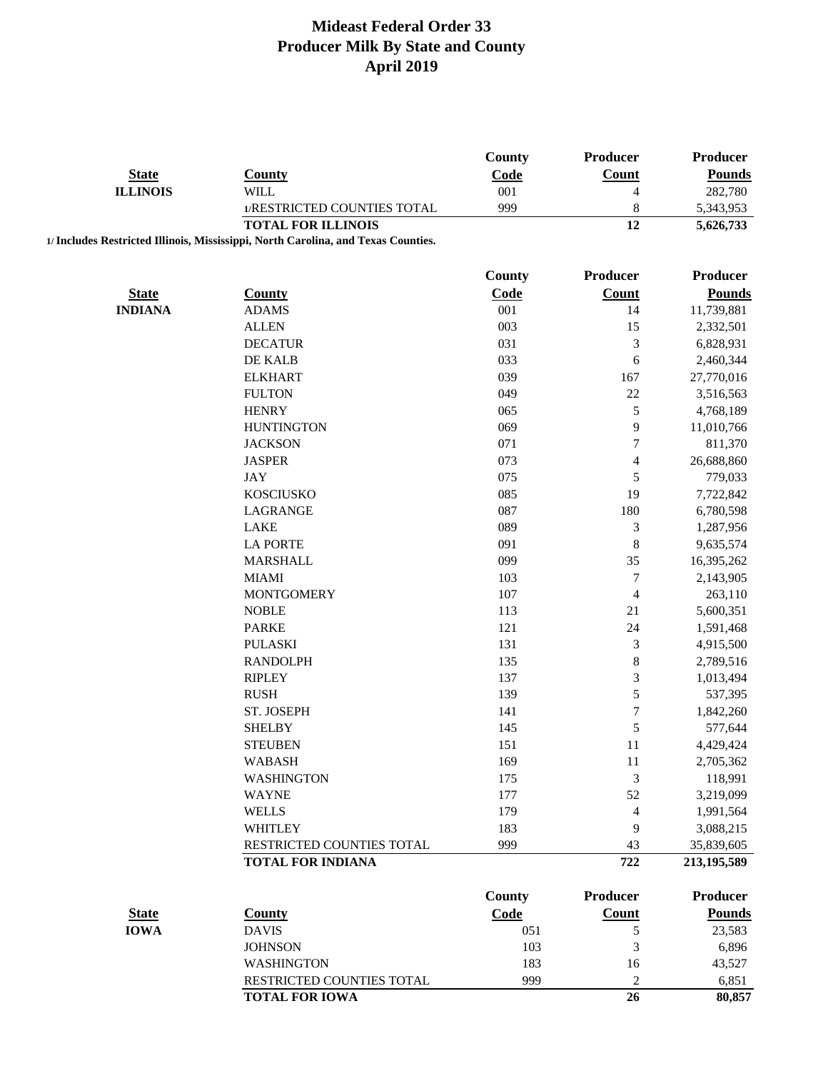# Mideast Federal Order 33
## Producer Milk By State and County
## April 2019

| State | County | County Code | Producer Count | Producer Pounds |
|---|---|---|---|---|
| **ILLINOIS** | WILL | 001 | 4 | 282,780 |
| | 1/RESTRICTED COUNTIES TOTAL | 999 | 8 | 5,343,953 |
| | **TOTAL FOR ILLINOIS** | | **12** | **5,626,733** |

**1/ Includes Restricted Illinois, Mississippi, North Carolina, and Texas Counties.**

| State | County | County Code | Producer Count | Producer Pounds |
|---|---|---|---|---|
| **INDIANA** | ADAMS | 001 | 14 | 11,739,881 |
| | ALLEN | 003 | 15 | 2,332,501 |
| | DECATUR | 031 | 3 | 6,828,931 |
| | DE KALB | 033 | 6 | 2,460,344 |
| | ELKHART | 039 | 167 | 27,770,016 |
| | FULTON | 049 | 22 | 3,516,563 |
| | HENRY | 065 | 5 | 4,768,189 |
| | HUNTINGTON | 069 | 9 | 11,010,766 |
| | JACKSON | 071 | 7 | 811,370 |
| | JASPER | 073 | 4 | 26,688,860 |
| | JAY | 075 | 5 | 779,033 |
| | KOSCIUSKO | 085 | 19 | 7,722,842 |
| | LAGRANGE | 087 | 180 | 6,780,598 |
| | LAKE | 089 | 3 | 1,287,956 |
| | LA PORTE | 091 | 8 | 9,635,574 |
| | MARSHALL | 099 | 35 | 16,395,262 |
| | MIAMI | 103 | 7 | 2,143,905 |
| | MONTGOMERY | 107 | 4 | 263,110 |
| | NOBLE | 113 | 21 | 5,600,351 |
| | PARKE | 121 | 24 | 1,591,468 |
| | PULASKI | 131 | 3 | 4,915,500 |
| | RANDOLPH | 135 | 8 | 2,789,516 |
| | RIPLEY | 137 | 3 | 1,013,494 |
| | RUSH | 139 | 5 | 537,395 |
| | ST. JOSEPH | 141 | 7 | 1,842,260 |
| | SHELBY | 145 | 5 | 577,644 |
| | STEUBEN | 151 | 11 | 4,429,424 |
| | WABASH | 169 | 11 | 2,705,362 |
| | WASHINGTON | 175 | 3 | 118,991 |
| | WAYNE | 177 | 52 | 3,219,099 |
| | WELLS | 179 | 4 | 1,991,564 |
| | WHITLEY | 183 | 9 | 3,088,215 |
| | RESTRICTED COUNTIES TOTAL | 999 | 43 | 35,839,605 |
| | **TOTAL FOR INDIANA** | | **722** | **213,195,589** |

| State | County | County Code | Producer Count | Producer Pounds |
|---|---|---|---|---|
| **IOWA** | DAVIS | 051 | 5 | 23,583 |
| | JOHNSON | 103 | 3 | 6,896 |
| | WASHINGTON | 183 | 16 | 43,527 |
| | RESTRICTED COUNTIES TOTAL | 999 | 2 | 6,851 |
| | **TOTAL FOR IOWA** | | **26** | **80,857** |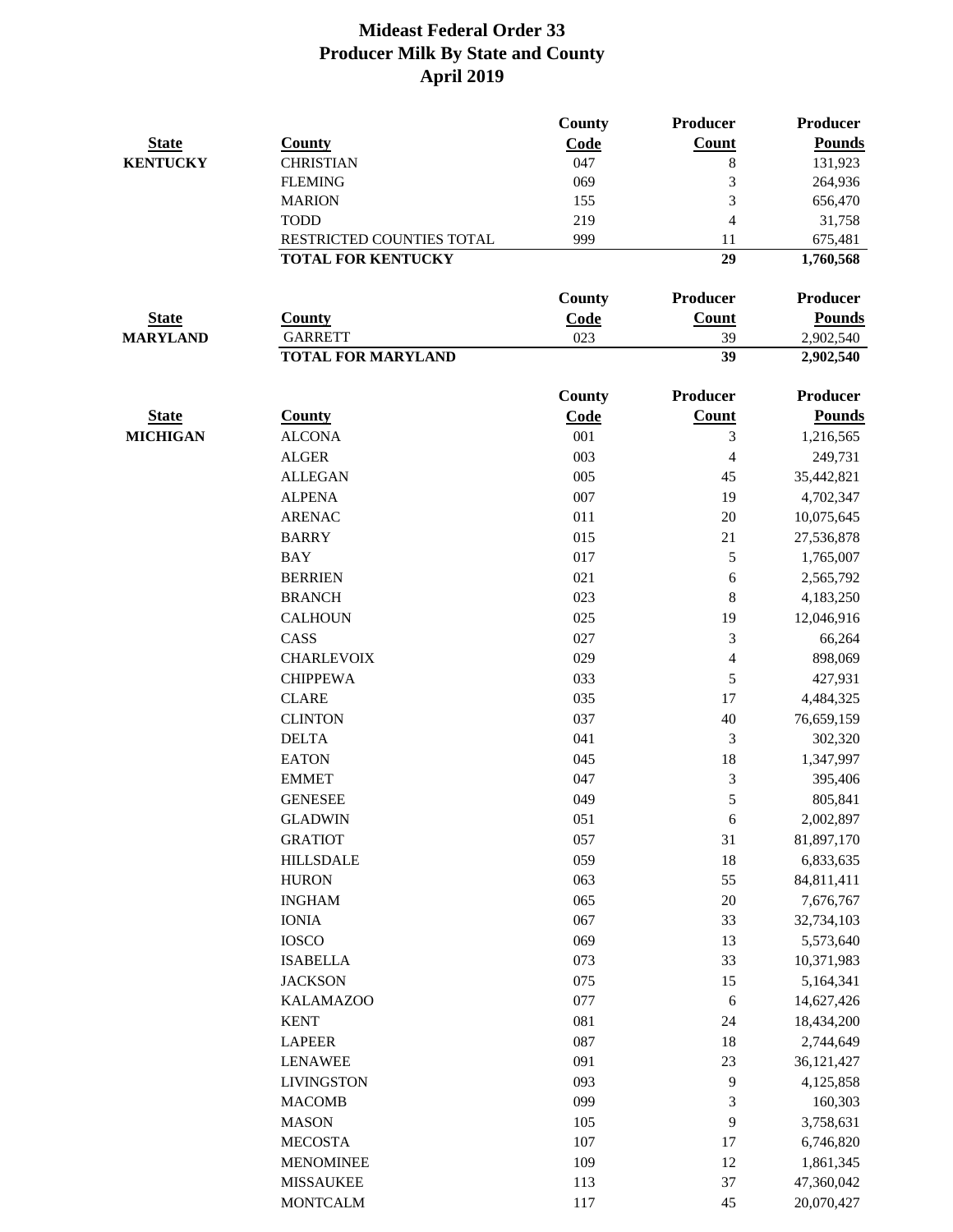# Mideast Federal Order 33
## Producer Milk By State and County
## April 2019

| State | County | County Code | Producer Count | Producer Pounds |
|---|---|---|---|---|
| **KENTUCKY** | CHRISTIAN | 047 | 8 | 131,923 |
| | FLEMING | 069 | 3 | 264,936 |
| | MARION | 155 | 3 | 656,470 |
| | TODD | 219 | 4 | 31,758 |
| | RESTRICTED COUNTIES TOTAL | 999 | 11 | 675,481 |
| | **TOTAL FOR KENTUCKY** | | **29** | **1,760,568** |

| State | County | County Code | Producer Count | Producer Pounds |
|---|---|---|---|---|
| **MARYLAND** | GARRETT | 023 | 39 | 2,902,540 |
| | **TOTAL FOR MARYLAND** | | **39** | **2,902,540** |

| State | County | County Code | Producer Count | Producer Pounds |
|---|---|---|---|---|
| **MICHIGAN** | ALCONA | 001 | 3 | 1,216,565 |
| | ALGER | 003 | 4 | 249,731 |
| | ALLEGAN | 005 | 45 | 35,442,821 |
| | ALPENA | 007 | 19 | 4,702,347 |
| | ARENAC | 011 | 20 | 10,075,645 |
| | BARRY | 015 | 21 | 27,536,878 |
| | BAY | 017 | 5 | 1,765,007 |
| | BERRIEN | 021 | 6 | 2,565,792 |
| | BRANCH | 023 | 8 | 4,183,250 |
| | CALHOUN | 025 | 19 | 12,046,916 |
| | CASS | 027 | 3 | 66,264 |
| | CHARLEVOIX | 029 | 4 | 898,069 |
| | CHIPPEWA | 033 | 5 | 427,931 |
| | CLARE | 035 | 17 | 4,484,325 |
| | CLINTON | 037 | 40 | 76,659,159 |
| | DELTA | 041 | 3 | 302,320 |
| | EATON | 045 | 18 | 1,347,997 |
| | EMMET | 047 | 3 | 395,406 |
| | GENESEE | 049 | 5 | 805,841 |
| | GLADWIN | 051 | 6 | 2,002,897 |
| | GRATIOT | 057 | 31 | 81,897,170 |
| | HILLSDALE | 059 | 18 | 6,833,635 |
| | HURON | 063 | 55 | 84,811,411 |
| | INGHAM | 065 | 20 | 7,676,767 |
| | IONIA | 067 | 33 | 32,734,103 |
| | IOSCO | 069 | 13 | 5,573,640 |
| | ISABELLA | 073 | 33 | 10,371,983 |
| | JACKSON | 075 | 15 | 5,164,341 |
| | KALAMAZOO | 077 | 6 | 14,627,426 |
| | KENT | 081 | 24 | 18,434,200 |
| | LAPEER | 087 | 18 | 2,744,649 |
| | LENAWEE | 091 | 23 | 36,121,427 |
| | LIVINGSTON | 093 | 9 | 4,125,858 |
| | MACOMB | 099 | 3 | 160,303 |
| | MASON | 105 | 9 | 3,758,631 |
| | MECOSTA | 107 | 17 | 6,746,820 |
| | MENOMINEE | 109 | 12 | 1,861,345 |
| | MISSAUKEE | 113 | 37 | 47,360,042 |
| | MONTCALM | 117 | 45 | 20,070,427 |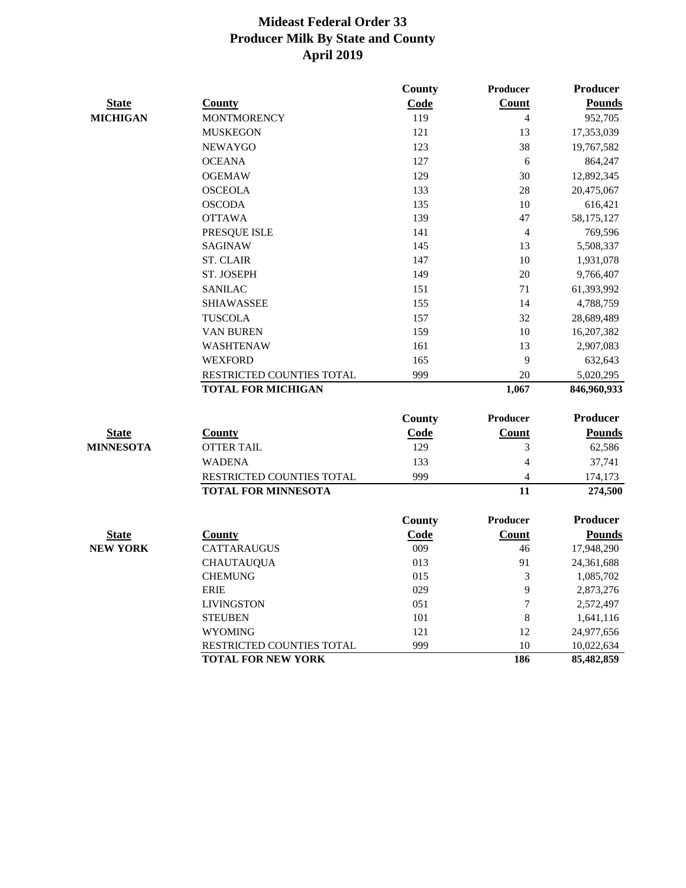# Mideast Federal Order 33
## Producer Milk By State and County
## April 2019

| State | County | County Code | Producer Count | Producer Pounds |
|---|---|---|---|---|
| **MICHIGAN** | MONTMORENCY | 119 | 4 | 952,705 |
| | MUSKEGON | 121 | 13 | 17,353,039 |
| | NEWAYGO | 123 | 38 | 19,767,582 |
| | OCEANA | 127 | 6 | 864,247 |
| | OGEMAW | 129 | 30 | 12,892,345 |
| | OSCEOLA | 133 | 28 | 20,475,067 |
| | OSCODA | 135 | 10 | 616,421 |
| | OTTAWA | 139 | 47 | 58,175,127 |
| | PRESQUE ISLE | 141 | 4 | 769,596 |
| | SAGINAW | 145 | 13 | 5,508,337 |
| | ST. CLAIR | 147 | 10 | 1,931,078 |
| | ST. JOSEPH | 149 | 20 | 9,766,407 |
| | SANILAC | 151 | 71 | 61,393,992 |
| | SHIAWASSEE | 155 | 14 | 4,788,759 |
| | TUSCOLA | 157 | 32 | 28,689,489 |
| | VAN BUREN | 159 | 10 | 16,207,382 |
| | WASHTENAW | 161 | 13 | 2,907,083 |
| | WEXFORD | 165 | 9 | 632,643 |
| | RESTRICTED COUNTIES TOTAL | 999 | 20 | 5,020,295 |
| | **TOTAL FOR MICHIGAN** | | **1,067** | **846,960,933** |

| State | County | County Code | Producer Count | Producer Pounds |
|---|---|---|---|---|
| **MINNESOTA** | OTTER TAIL | 129 | 3 | 62,586 |
| | WADENA | 133 | 4 | 37,741 |
| | RESTRICTED COUNTIES TOTAL | 999 | 4 | 174,173 |
| | **TOTAL FOR MINNESOTA** | | **11** | **274,500** |

| State | County | County Code | Producer Count | Producer Pounds |
|---|---|---|---|---|
| **NEW YORK** | CATTARAUGUS | 009 | 46 | 17,948,290 |
| | CHAUTAUQUA | 013 | 91 | 24,361,688 |
| | CHEMUNG | 015 | 3 | 1,085,702 |
| | ERIE | 029 | 9 | 2,873,276 |
| | LIVINGSTON | 051 | 7 | 2,572,497 |
| | STEUBEN | 101 | 8 | 1,641,116 |
| | WYOMING | 121 | 12 | 24,977,656 |
| | RESTRICTED COUNTIES TOTAL | 999 | 10 | 10,022,634 |
| | **TOTAL FOR NEW YORK** | | **186** | **85,482,859** |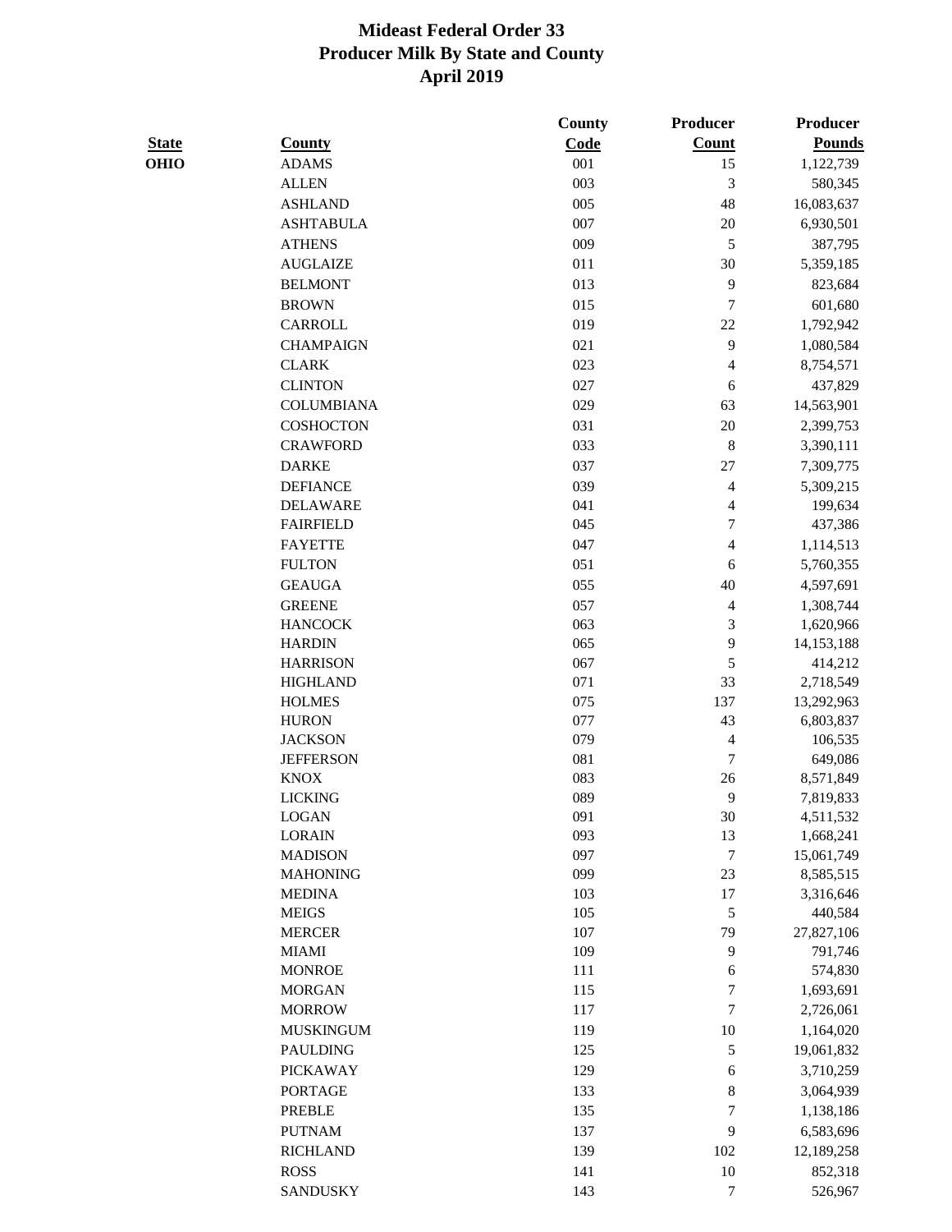# Mideast Federal Order 33
## Producer Milk By State and County
## April 2019

| State | County | County Code | Producer Count | Producer Pounds |
|---|---|---|---|---|
| OHIO | ADAMS | 001 | 15 | 1,122,739 |
| | ALLEN | 003 | 3 | 580,345 |
| | ASHLAND | 005 | 48 | 16,083,637 |
| | ASHTABULA | 007 | 20 | 6,930,501 |
| | ATHENS | 009 | 5 | 387,795 |
| | AUGLAIZE | 011 | 30 | 5,359,185 |
| | BELMONT | 013 | 9 | 823,684 |
| | BROWN | 015 | 7 | 601,680 |
| | CARROLL | 019 | 22 | 1,792,942 |
| | CHAMPAIGN | 021 | 9 | 1,080,584 |
| | CLARK | 023 | 4 | 8,754,571 |
| | CLINTON | 027 | 6 | 437,829 |
| | COLUMBIANA | 029 | 63 | 14,563,901 |
| | COSHOCTON | 031 | 20 | 2,399,753 |
| | CRAWFORD | 033 | 8 | 3,390,111 |
| | DARKE | 037 | 27 | 7,309,775 |
| | DEFIANCE | 039 | 4 | 5,309,215 |
| | DELAWARE | 041 | 4 | 199,634 |
| | FAIRFIELD | 045 | 7 | 437,386 |
| | FAYETTE | 047 | 4 | 1,114,513 |
| | FULTON | 051 | 6 | 5,760,355 |
| | GEAUGA | 055 | 40 | 4,597,691 |
| | GREENE | 057 | 4 | 1,308,744 |
| | HANCOCK | 063 | 3 | 1,620,966 |
| | HARDIN | 065 | 9 | 14,153,188 |
| | HARRISON | 067 | 5 | 414,212 |
| | HIGHLAND | 071 | 33 | 2,718,549 |
| | HOLMES | 075 | 137 | 13,292,963 |
| | HURON | 077 | 43 | 6,803,837 |
| | JACKSON | 079 | 4 | 106,535 |
| | JEFFERSON | 081 | 7 | 649,086 |
| | KNOX | 083 | 26 | 8,571,849 |
| | LICKING | 089 | 9 | 7,819,833 |
| | LOGAN | 091 | 30 | 4,511,532 |
| | LORAIN | 093 | 13 | 1,668,241 |
| | MADISON | 097 | 7 | 15,061,749 |
| | MAHONING | 099 | 23 | 8,585,515 |
| | MEDINA | 103 | 17 | 3,316,646 |
| | MEIGS | 105 | 5 | 440,584 |
| | MERCER | 107 | 79 | 27,827,106 |
| | MIAMI | 109 | 9 | 791,746 |
| | MONROE | 111 | 6 | 574,830 |
| | MORGAN | 115 | 7 | 1,693,691 |
| | MORROW | 117 | 7 | 2,726,061 |
| | MUSKINGUM | 119 | 10 | 1,164,020 |
| | PAULDING | 125 | 5 | 19,061,832 |
| | PICKAWAY | 129 | 6 | 3,710,259 |
| | PORTAGE | 133 | 8 | 3,064,939 |
| | PREBLE | 135 | 7 | 1,138,186 |
| | PUTNAM | 137 | 9 | 6,583,696 |
| | RICHLAND | 139 | 102 | 12,189,258 |
| | ROSS | 141 | 10 | 852,318 |
| | SANDUSKY | 143 | 7 | 526,967 |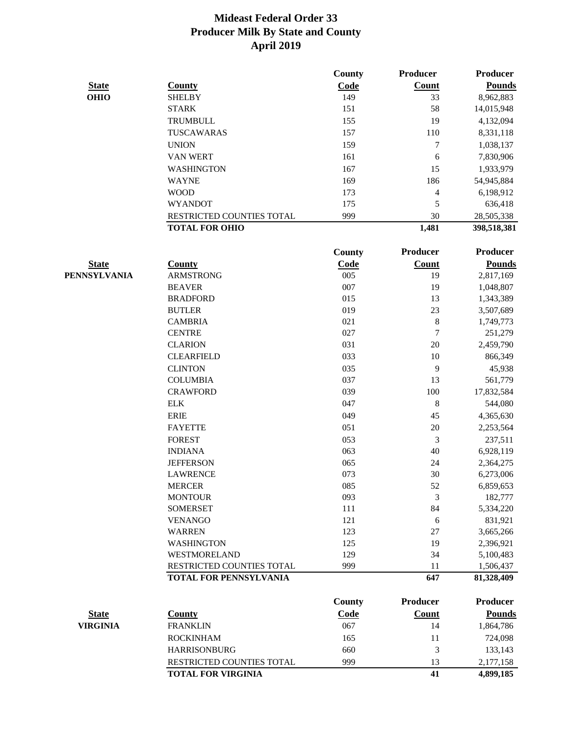# Mideast Federal Order 33
## Producer Milk By State and County
## April 2019

| State | County | County Code | Producer Count | Producer Pounds |
|---|---|---|---|---|
| OHIO | SHELBY | 149 | 33 | 8,962,883 |
| | STARK | 151 | 58 | 14,015,948 |
| | TRUMBULL | 155 | 19 | 4,132,094 |
| | TUSCAWARAS | 157 | 110 | 8,331,118 |
| | UNION | 159 | 7 | 1,038,137 |
| | VAN WERT | 161 | 6 | 7,830,906 |
| | WASHINGTON | 167 | 15 | 1,933,979 |
| | WAYNE | 169 | 186 | 54,945,884 |
| | WOOD | 173 | 4 | 6,198,912 |
| | WYANDOT | 175 | 5 | 636,418 |
| | RESTRICTED COUNTIES TOTAL | 999 | 30 | 28,505,338 |
| | **TOTAL FOR OHIO** | | **1,481** | **398,518,381** |

| State | County | County Code | Producer Count | Producer Pounds |
|---|---|---|---|---|
| PENNSYLVANIA | ARMSTRONG | 005 | 19 | 2,817,169 |
| | BEAVER | 007 | 19 | 1,048,807 |
| | BRADFORD | 015 | 13 | 1,343,389 |
| | BUTLER | 019 | 23 | 3,507,689 |
| | CAMBRIA | 021 | 8 | 1,749,773 |
| | CENTRE | 027 | 7 | 251,279 |
| | CLARION | 031 | 20 | 2,459,790 |
| | CLEARFIELD | 033 | 10 | 866,349 |
| | CLINTON | 035 | 9 | 45,938 |
| | COLUMBIA | 037 | 13 | 561,779 |
| | CRAWFORD | 039 | 100 | 17,832,584 |
| | ELK | 047 | 8 | 544,080 |
| | ERIE | 049 | 45 | 4,365,630 |
| | FAYETTE | 051 | 20 | 2,253,564 |
| | FOREST | 053 | 3 | 237,511 |
| | INDIANA | 063 | 40 | 6,928,119 |
| | JEFFERSON | 065 | 24 | 2,364,275 |
| | LAWRENCE | 073 | 30 | 6,273,006 |
| | MERCER | 085 | 52 | 6,859,653 |
| | MONTOUR | 093 | 3 | 182,777 |
| | SOMERSET | 111 | 84 | 5,334,220 |
| | VENANGO | 121 | 6 | 831,921 |
| | WARREN | 123 | 27 | 3,665,266 |
| | WASHINGTON | 125 | 19 | 2,396,921 |
| | WESTMORELAND | 129 | 34 | 5,100,483 |
| | RESTRICTED COUNTIES TOTAL | 999 | 11 | 1,506,437 |
| | **TOTAL FOR PENNSYLVANIA** | | **647** | **81,328,409** |

| State | County | County Code | Producer Count | Producer Pounds |
|---|---|---|---|---|
| VIRGINIA | FRANKLIN | 067 | 14 | 1,864,786 |
| | ROCKINHAM | 165 | 11 | 724,098 |
| | HARRISONBURG | 660 | 3 | 133,143 |
| | RESTRICTED COUNTIES TOTAL | 999 | 13 | 2,177,158 |
| | **TOTAL FOR VIRGINIA** | | **41** | **4,899,185** |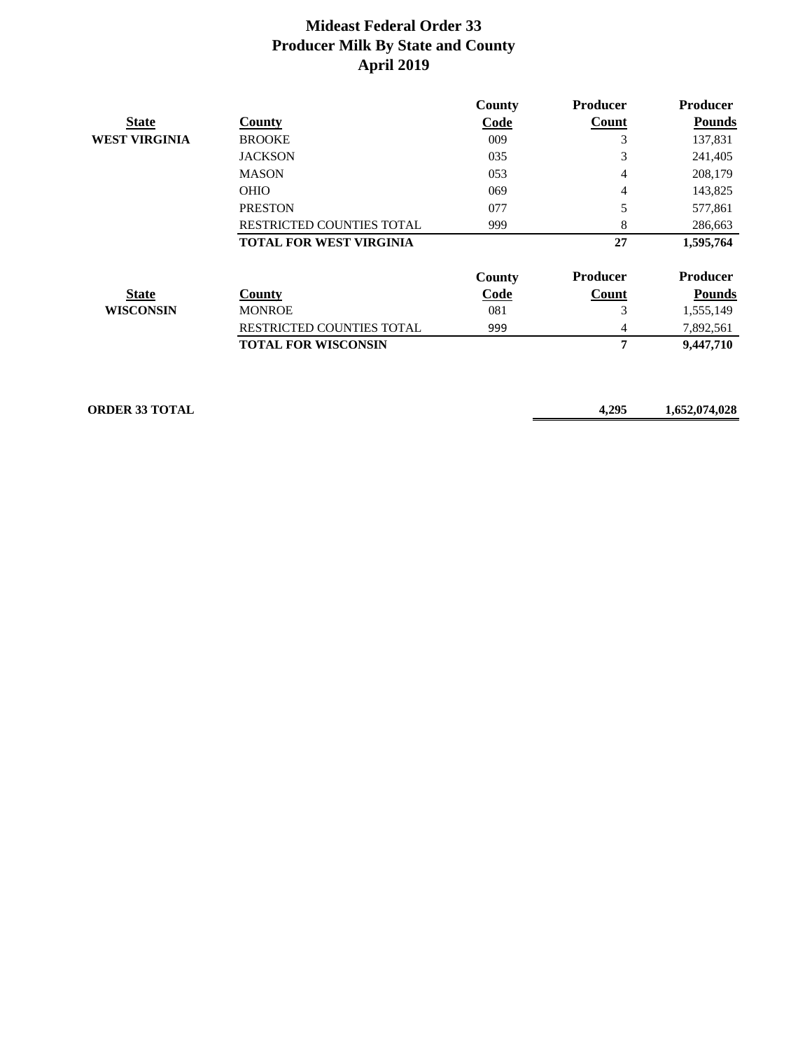# Mideast Federal Order 33
## Producer Milk By State and County
## April 2019

| State | County | County Code | Producer Count | Producer Pounds |
|---|---|---|---|---|
| **WEST VIRGINIA** | BROOKE | 009 | 3 | 137,831 |
| | JACKSON | 035 | 3 | 241,405 |
| | MASON | 053 | 4 | 208,179 |
| | OHIO | 069 | 4 | 143,825 |
| | PRESTON | 077 | 5 | 577,861 |
| | RESTRICTED COUNTIES TOTAL | 999 | 8 | 286,663 |
| | **TOTAL FOR WEST VIRGINIA** | | **27** | **1,595,764** |

| State | County | County Code | Producer Count | Producer Pounds |
|---|---|---|---|---|
| **WISCONSIN** | MONROE | 081 | 3 | 1,555,149 |
| | RESTRICTED COUNTIES TOTAL | 999 | 4 | 7,892,561 |
| | **TOTAL FOR WISCONSIN** | | **7** | **9,447,710** |

| | | | | |
|---|---|---|---|---|
| **ORDER 33 TOTAL** | | | **4,295** | **1,652,074,028** |